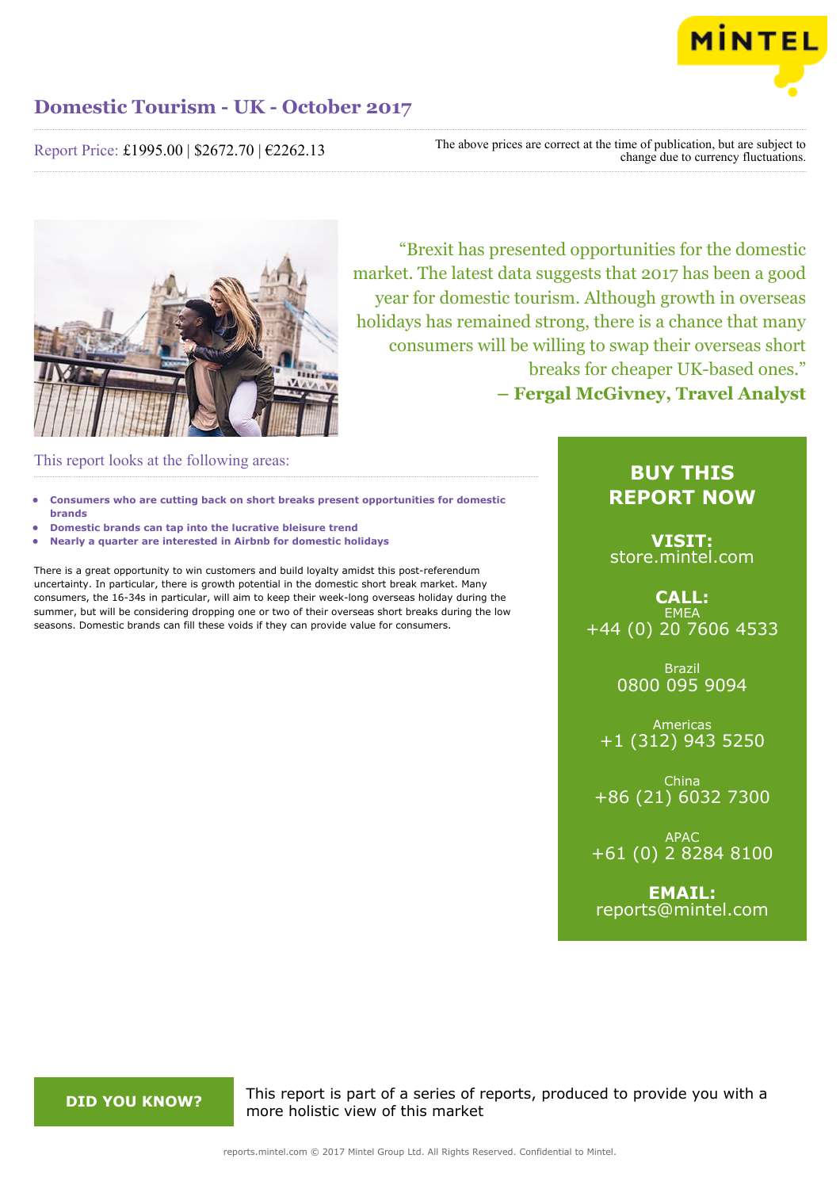# Domestic Tourism - UK - October 2017

Report Price: £1995.00 | $2672.70 | €2262.13

The above prices are correct at the time of publication, but are subject to change due to currency fluctuations.

"Brexit has presented opportunities for the domestic market. The latest data suggests that 2017 has been a good year for domestic tourism. Although growth in overseas holidays has remained strong, there is a chance that many consumers will be willing to swap their overseas short breaks for cheaper UK-based ones."
**– Fergal McGivney, Travel Analyst**

## This report looks at the following areas:

- **Consumers who are cutting back on short breaks present opportunities for domestic brands**
- **Domestic brands can tap into the lucrative bleisure trend**
- **Nearly a quarter are interested in Airbnb for domestic holidays**

There is a great opportunity to win customers and build loyalty amidst this post-referendum uncertainty. In particular, there is growth potential in the domestic short break market. Many consumers, the 16-34s in particular, will aim to keep their week-long overseas holiday during the summer, but will be considering dropping one or two of their overseas short breaks during the low seasons. Domestic brands can fill these voids if they can provide value for consumers.

## BUY THIS REPORT NOW

**VISIT:**
store.mintel.com

**CALL:**

EMEA
+44 (0) 20 7606 4533

Brazil
0800 095 9094

Americas
+1 (312) 943 5250

China
+86 (21) 6032 7300

APAC
+61 (0) 2 8284 8100

**EMAIL:**
reports@mintel.com

**DID YOU KNOW?**

This report is part of a series of reports, produced to provide you with a more holistic view of this market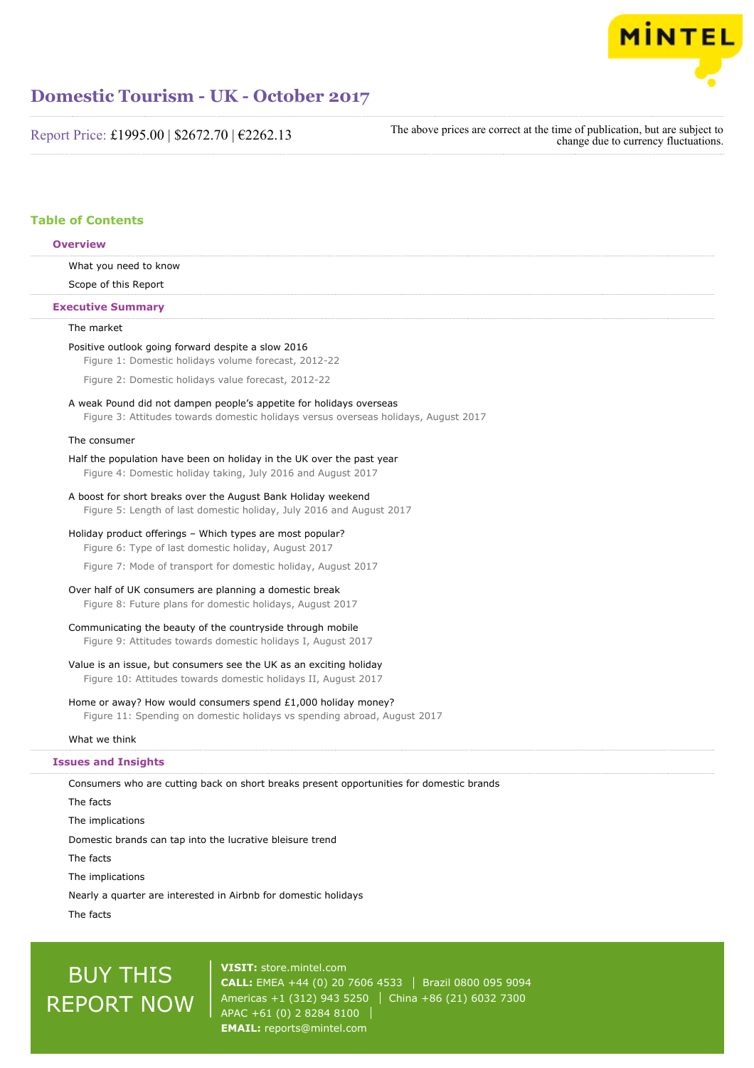# Domestic Tourism - UK - October 2017

Report Price: £1995.00 | $2672.70 | €2262.13

The above prices are correct at the time of publication, but are subject to change due to currency fluctuations.

## Table of Contents

### Overview

What you need to know

Scope of this Report

### Executive Summary

The market

Positive outlook going forward despite a slow 2016

Figure 1: Domestic holidays volume forecast, 2012-22

Figure 2: Domestic holidays value forecast, 2012-22

A weak Pound did not dampen people's appetite for holidays overseas

Figure 3: Attitudes towards domestic holidays versus overseas holidays, August 2017

The consumer

Half the population have been on holiday in the UK over the past year

Figure 4: Domestic holiday taking, July 2016 and August 2017

A boost for short breaks over the August Bank Holiday weekend

Figure 5: Length of last domestic holiday, July 2016 and August 2017

Holiday product offerings – Which types are most popular?

Figure 6: Type of last domestic holiday, August 2017

Figure 7: Mode of transport for domestic holiday, August 2017

Over half of UK consumers are planning a domestic break

Figure 8: Future plans for domestic holidays, August 2017

Communicating the beauty of the countryside through mobile

Figure 9: Attitudes towards domestic holidays I, August 2017

Value is an issue, but consumers see the UK as an exciting holiday

Figure 10: Attitudes towards domestic holidays II, August 2017

Home or away? How would consumers spend £1,000 holiday money?

Figure 11: Spending on domestic holidays vs spending abroad, August 2017

What we think

### Issues and Insights

Consumers who are cutting back on short breaks present opportunities for domestic brands

The facts

The implications

Domestic brands can tap into the lucrative bleisure trend

The facts

The implications

Nearly a quarter are interested in Airbnb for domestic holidays

The facts

BUY THIS REPORT NOW

**VISIT:** store.mintel.com
**CALL:** EMEA +44 (0) 20 7606 4533 | Brazil 0800 095 9094
Americas +1 (312) 943 5250 | China +86 (21) 6032 7300
APAC +61 (0) 2 8284 8100 |
**EMAIL:** reports@mintel.com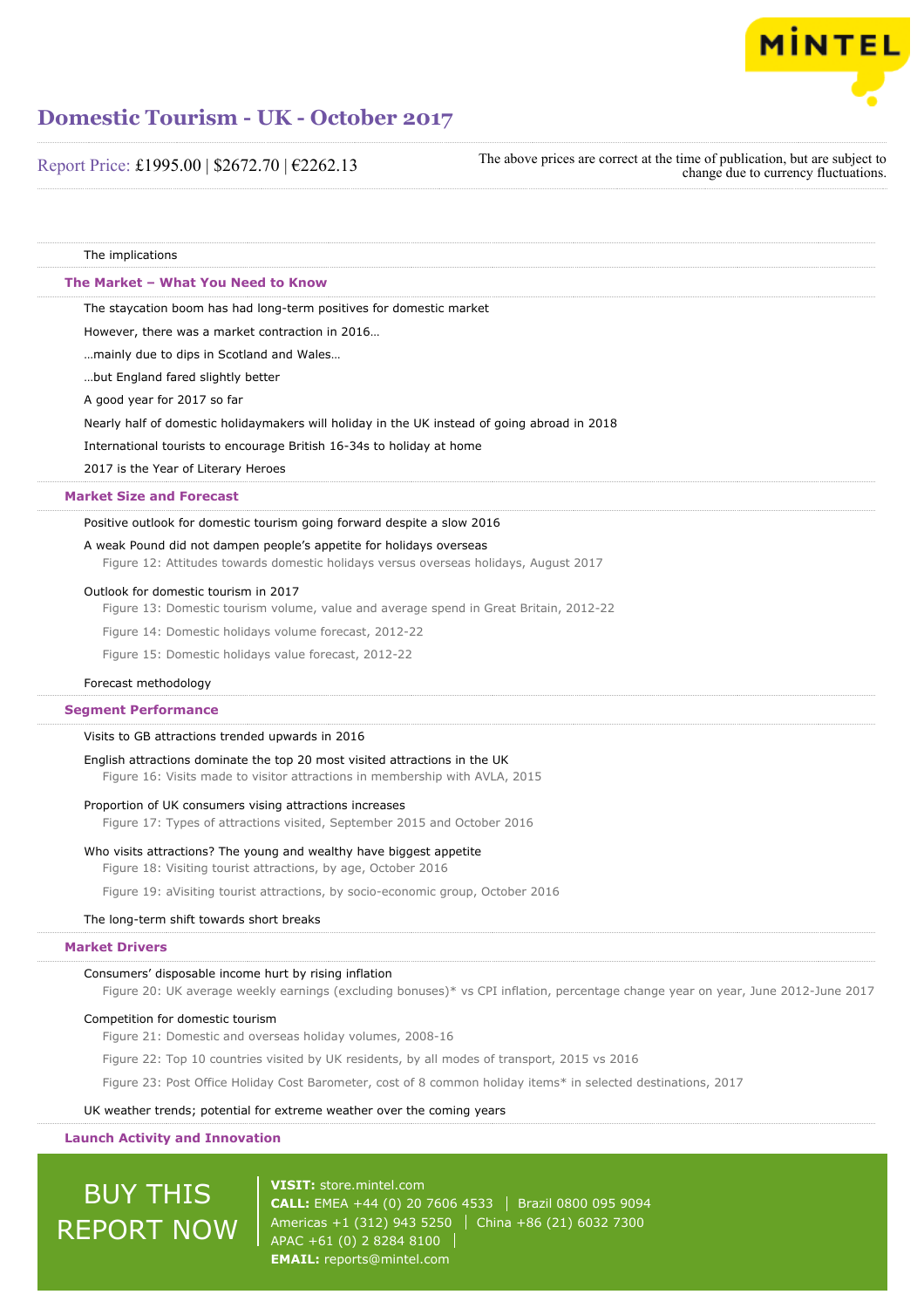The implications

## The Market – What You Need to Know

The staycation boom has had long-term positives for domestic market

However, there was a market contraction in 2016…

…mainly due to dips in Scotland and Wales…

…but England fared slightly better

A good year for 2017 so far

Nearly half of domestic holidaymakers will holiday in the UK instead of going abroad in 2018

International tourists to encourage British 16-34s to holiday at home

2017 is the Year of Literary Heroes

## Market Size and Forecast

Positive outlook for domestic tourism going forward despite a slow 2016

A weak Pound did not dampen people's appetite for holidays overseas

Figure 12: Attitudes towards domestic holidays versus overseas holidays, August 2017

Outlook for domestic tourism in 2017

Figure 13: Domestic tourism volume, value and average spend in Great Britain, 2012-22

Figure 14: Domestic holidays volume forecast, 2012-22

Figure 15: Domestic holidays value forecast, 2012-22

Forecast methodology

## Segment Performance

Visits to GB attractions trended upwards in 2016

English attractions dominate the top 20 most visited attractions in the UK

Figure 16: Visits made to visitor attractions in membership with AVLA, 2015

Proportion of UK consumers vising attractions increases

Figure 17: Types of attractions visited, September 2015 and October 2016

Who visits attractions? The young and wealthy have biggest appetite

Figure 18: Visiting tourist attractions, by age, October 2016

Figure 19: aVisiting tourist attractions, by socio-economic group, October 2016

The long-term shift towards short breaks

## Market Drivers

Consumers' disposable income hurt by rising inflation

Figure 20: UK average weekly earnings (excluding bonuses)* vs CPI inflation, percentage change year on year, June 2012-June 2017

Competition for domestic tourism

Figure 21: Domestic and overseas holiday volumes, 2008-16

Figure 22: Top 10 countries visited by UK residents, by all modes of transport, 2015 vs 2016

Figure 23: Post Office Holiday Cost Barometer, cost of 8 common holiday items* in selected destinations, 2017

UK weather trends; potential for extreme weather over the coming years

## Launch Activity and Innovation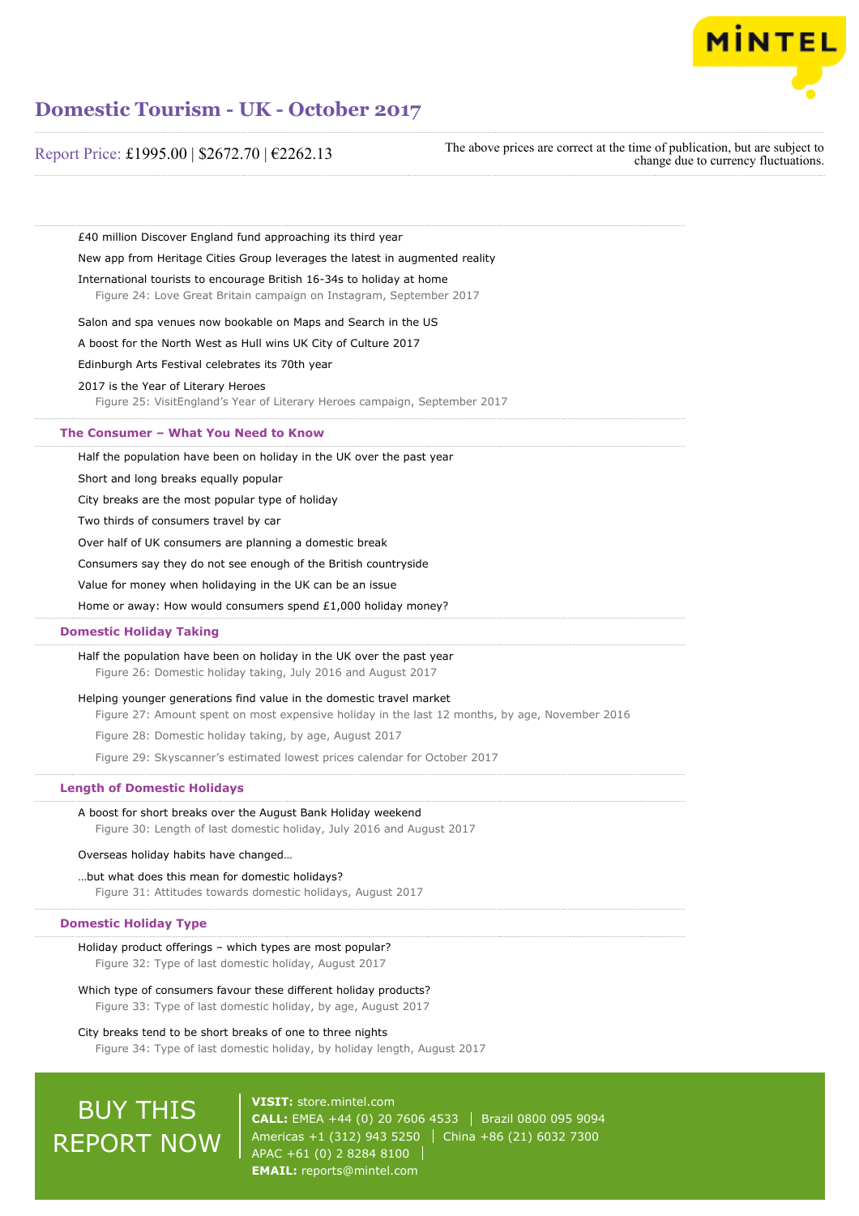£40 million Discover England fund approaching its third year

New app from Heritage Cities Group leverages the latest in augmented reality

International tourists to encourage British 16-34s to holiday at home

Figure 24: Love Great Britain campaign on Instagram, September 2017

Salon and spa venues now bookable on Maps and Search in the US

A boost for the North West as Hull wins UK City of Culture 2017

Edinburgh Arts Festival celebrates its 70th year

2017 is the Year of Literary Heroes

Figure 25: VisitEngland's Year of Literary Heroes campaign, September 2017

## The Consumer – What You Need to Know

Half the population have been on holiday in the UK over the past year

Short and long breaks equally popular

City breaks are the most popular type of holiday

Two thirds of consumers travel by car

Over half of UK consumers are planning a domestic break

Consumers say they do not see enough of the British countryside

Value for money when holidaying in the UK can be an issue

Home or away: How would consumers spend £1,000 holiday money?

## Domestic Holiday Taking

Half the population have been on holiday in the UK over the past year

Figure 26: Domestic holiday taking, July 2016 and August 2017

Helping younger generations find value in the domestic travel market

Figure 27: Amount spent on most expensive holiday in the last 12 months, by age, November 2016

Figure 28: Domestic holiday taking, by age, August 2017

Figure 29: Skyscanner's estimated lowest prices calendar for October 2017

## Length of Domestic Holidays

A boost for short breaks over the August Bank Holiday weekend

Figure 30: Length of last domestic holiday, July 2016 and August 2017

Overseas holiday habits have changed…

…but what does this mean for domestic holidays?

Figure 31: Attitudes towards domestic holidays, August 2017

## Domestic Holiday Type

Holiday product offerings – which types are most popular?

Figure 32: Type of last domestic holiday, August 2017

Which type of consumers favour these different holiday products?

Figure 33: Type of last domestic holiday, by age, August 2017

City breaks tend to be short breaks of one to three nights

Figure 34: Type of last domestic holiday, by holiday length, August 2017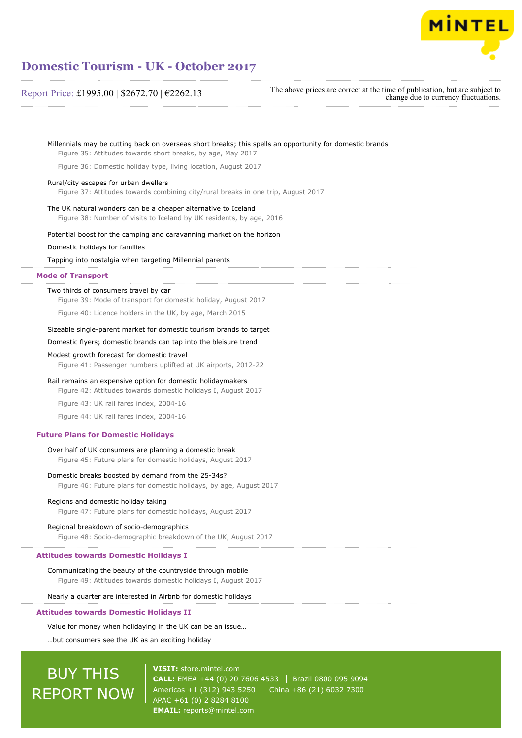Millennials may be cutting back on overseas short breaks; this spells an opportunity for domestic brands

Figure 35: Attitudes towards short breaks, by age, May 2017

Figure 36: Domestic holiday type, living location, August 2017

Rural/city escapes for urban dwellers

Figure 37: Attitudes towards combining city/rural breaks in one trip, August 2017

The UK natural wonders can be a cheaper alternative to Iceland

Figure 38: Number of visits to Iceland by UK residents, by age, 2016

Potential boost for the camping and caravanning market on the horizon

Domestic holidays for families

Tapping into nostalgia when targeting Millennial parents

## Mode of Transport

Two thirds of consumers travel by car

Figure 39: Mode of transport for domestic holiday, August 2017

Figure 40: Licence holders in the UK, by age, March 2015

Sizeable single-parent market for domestic tourism brands to target

Domestic flyers; domestic brands can tap into the bleisure trend

Modest growth forecast for domestic travel

Figure 41: Passenger numbers uplifted at UK airports, 2012-22

Rail remains an expensive option for domestic holidaymakers

Figure 42: Attitudes towards domestic holidays I, August 2017

Figure 43: UK rail fares index, 2004-16

Figure 44: UK rail fares index, 2004-16

## Future Plans for Domestic Holidays

Over half of UK consumers are planning a domestic break

Figure 45: Future plans for domestic holidays, August 2017

Domestic breaks boosted by demand from the 25-34s?

Figure 46: Future plans for domestic holidays, by age, August 2017

Regions and domestic holiday taking

Figure 47: Future plans for domestic holidays, August 2017

Regional breakdown of socio-demographics

Figure 48: Socio-demographic breakdown of the UK, August 2017

## Attitudes towards Domestic Holidays I

Communicating the beauty of the countryside through mobile

Figure 49: Attitudes towards domestic holidays I, August 2017

Nearly a quarter are interested in Airbnb for domestic holidays

## Attitudes towards Domestic Holidays II

Value for money when holidaying in the UK can be an issue…

…but consumers see the UK as an exciting holiday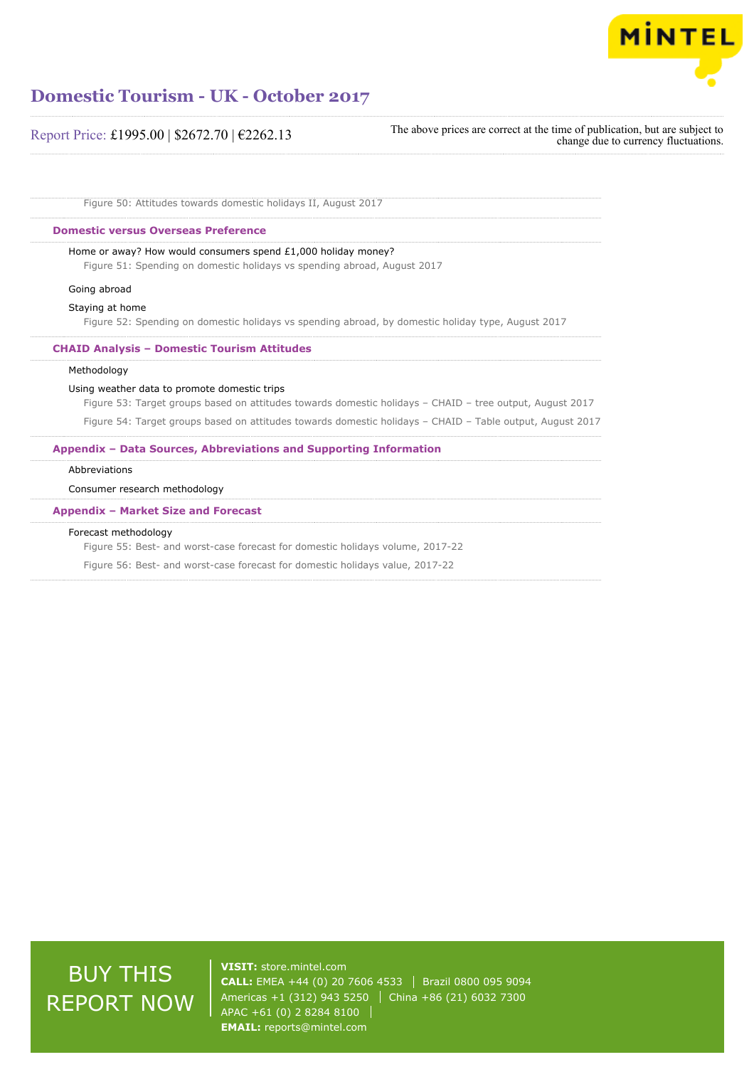Figure 50: Attitudes towards domestic holidays II, August 2017

## Domestic versus Overseas Preference

Home or away? How would consumers spend £1,000 holiday money?

Figure 51: Spending on domestic holidays vs spending abroad, August 2017

Going abroad

Staying at home

Figure 52: Spending on domestic holidays vs spending abroad, by domestic holiday type, August 2017

## CHAID Analysis – Domestic Tourism Attitudes

Methodology

Using weather data to promote domestic trips

Figure 53: Target groups based on attitudes towards domestic holidays – CHAID – tree output, August 2017

Figure 54: Target groups based on attitudes towards domestic holidays – CHAID – Table output, August 2017

## Appendix – Data Sources, Abbreviations and Supporting Information

Abbreviations

Consumer research methodology

## Appendix – Market Size and Forecast

Forecast methodology

Figure 55: Best- and worst-case forecast for domestic holidays volume, 2017-22

Figure 56: Best- and worst-case forecast for domestic holidays value, 2017-22